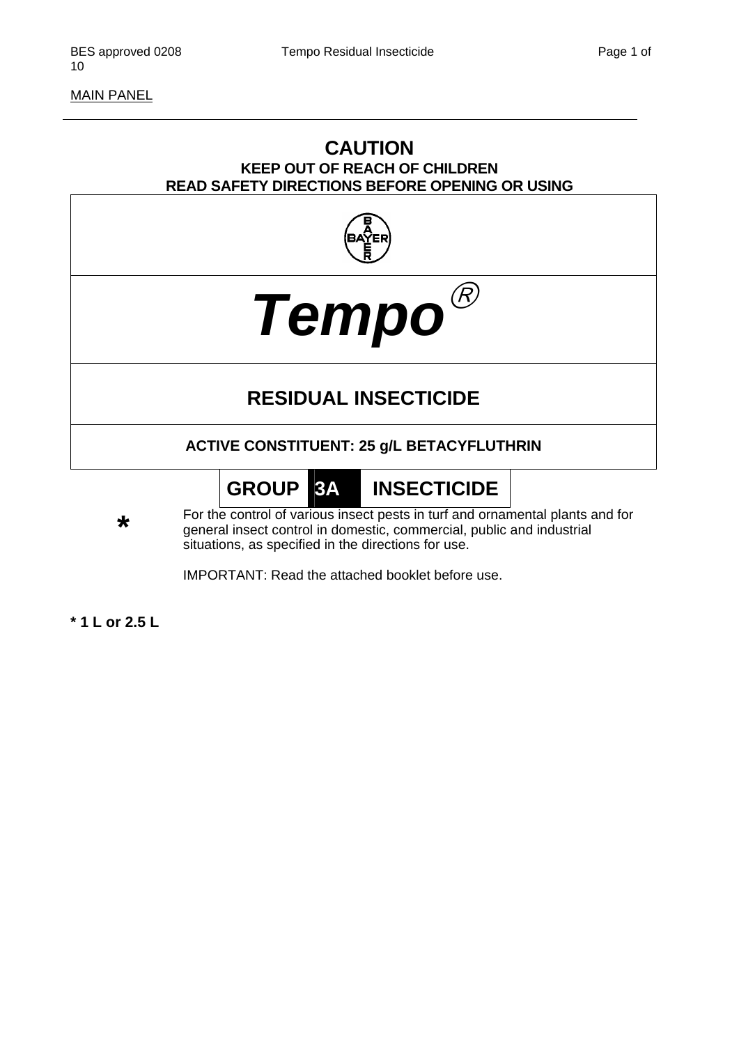MAIN PANEL

---

# CAUTION

**KEEP OUT OF REACH OF CHILDREN**

**READ SAFETY DIRECTIONS BEFORE OPENING OR USING**

BAYER

# *Tempo*®

## RESIDUAL INSECTICIDE

**ACTIVE CONSTITUENT: 25 g/L BETACYFLUTHRIN**

**GROUP 3A INSECTICIDE**

For the control of various insect pests in turf and ornamental plants and for general insect control in domestic, commercial, public and industrial situations, as specified in the directions for use.

IMPORTANT: Read the attached booklet before use.

**\* 1 L or 2.5 L**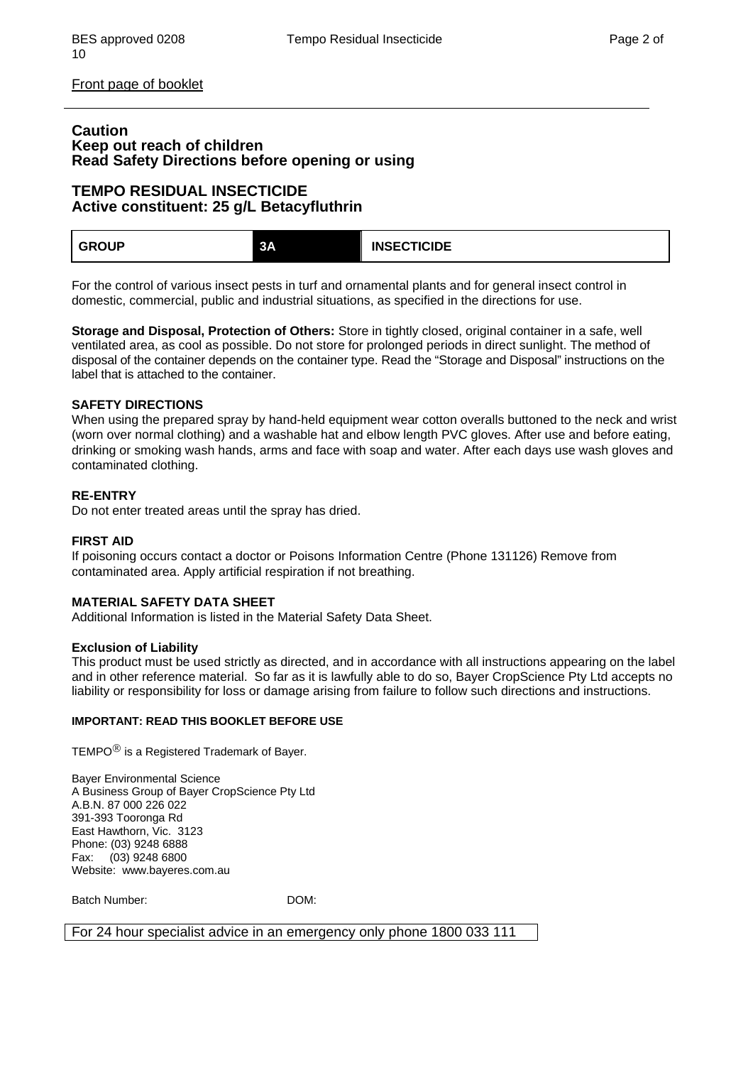Front page of booklet

**Caution**
**Keep out reach of children**
**Read Safety Directions before opening or using**

## TEMPO RESIDUAL INSECTICIDE
## Active constituent: 25 g/L Betacyfluthrin

| GROUP | 3A | INSECTICIDE |
|---|---|---|

For the control of various insect pests in turf and ornamental plants and for general insect control in domestic, commercial, public and industrial situations, as specified in the directions for use.

**Storage and Disposal, Protection of Others:** Store in tightly closed, original container in a safe, well ventilated area, as cool as possible. Do not store for prolonged periods in direct sunlight. The method of disposal of the container depends on the container type. Read the "Storage and Disposal" instructions on the label that is attached to the container.

### SAFETY DIRECTIONS

When using the prepared spray by hand-held equipment wear cotton overalls buttoned to the neck and wrist (worn over normal clothing) and a washable hat and elbow length PVC gloves. After use and before eating, drinking or smoking wash hands, arms and face with soap and water. After each days use wash gloves and contaminated clothing.

### RE-ENTRY

Do not enter treated areas until the spray has dried.

### FIRST AID

If poisoning occurs contact a doctor or Poisons Information Centre (Phone 131126) Remove from contaminated area. Apply artificial respiration if not breathing.

### MATERIAL SAFETY DATA SHEET

Additional Information is listed in the Material Safety Data Sheet.

### Exclusion of Liability

This product must be used strictly as directed, and in accordance with all instructions appearing on the label and in other reference material. So far as it is lawfully able to do so, Bayer CropScience Pty Ltd accepts no liability or responsibility for loss or damage arising from failure to follow such directions and instructions.

**IMPORTANT: READ THIS BOOKLET BEFORE USE**

TEMPO® is a Registered Trademark of Bayer.

Bayer Environmental Science
A Business Group of Bayer CropScience Pty Ltd
A.B.N. 87 000 226 022
391-393 Tooronga Rd
East Hawthorn, Vic. 3123
Phone: (03) 9248 6888
Fax: (03) 9248 6800
Website: www.bayeres.com.au

Batch Number: DOM:

For 24 hour specialist advice in an emergency only phone 1800 033 111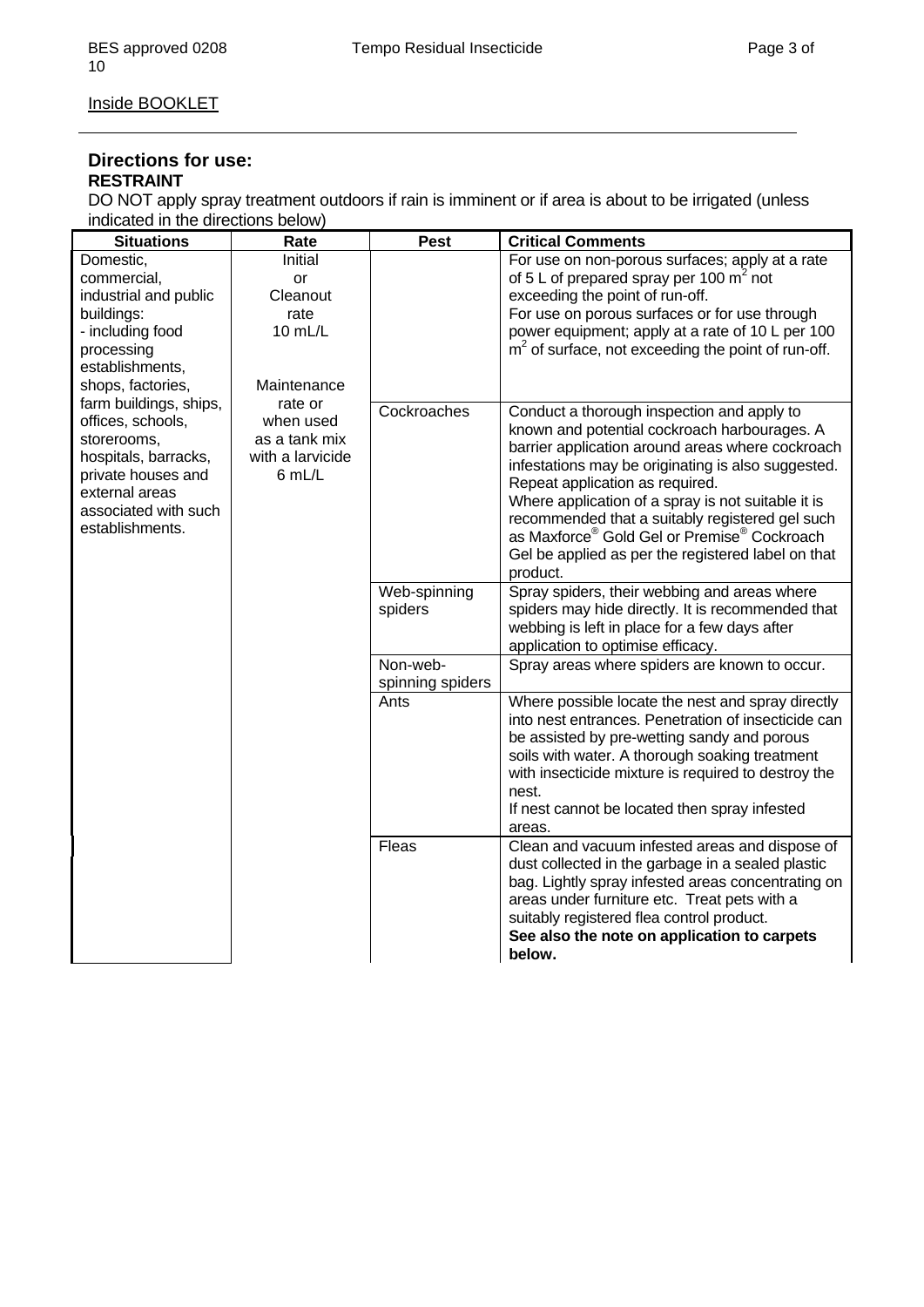Inside BOOKLET

## Directions for use:

**RESTRAINT**

DO NOT apply spray treatment outdoors if rain is imminent or if area is about to be irrigated (unless indicated in the directions below)

| Situations | Rate | Pest | Critical Comments |
|---|---|---|---|
| Domestic, commercial, industrial and public buildings:<br>- including food processing establishments, shops, factories, farm buildings, ships, offices, schools, storerooms, hospitals, barracks, private houses and external areas associated with such establishments. | Initial or Cleanout rate 10 mL/L<br><br>Maintenance rate or when used as a tank mix with a larvicide 6 mL/L | | For use on non-porous surfaces; apply at a rate of 5 L of prepared spray per 100 $m^2$ not exceeding the point of run-off.<br>For use on porous surfaces or for use through power equipment; apply at a rate of 10 L per 100 $m^2$ of surface, not exceeding the point of run-off. |
| | | Cockroaches | Conduct a thorough inspection and apply to known and potential cockroach harbourages. A barrier application around areas where cockroach infestations may be originating is also suggested. Repeat application as required.<br>Where application of a spray is not suitable it is recommended that a suitably registered gel such as Maxforce® Gold Gel or Premise® Cockroach Gel be applied as per the registered label on that product. |
| | | Web-spinning spiders | Spray spiders, their webbing and areas where spiders may hide directly. It is recommended that webbing is left in place for a few days after application to optimise efficacy. |
| | | Non-web-spinning spiders | Spray areas where spiders are known to occur. |
| | | Ants | Where possible locate the nest and spray directly into nest entrances. Penetration of insecticide can be assisted by pre-wetting sandy and porous soils with water. A thorough soaking treatment with insecticide mixture is required to destroy the nest.<br>If nest cannot be located then spray infested areas. |
| | | Fleas | Clean and vacuum infested areas and dispose of dust collected in the garbage in a sealed plastic bag. Lightly spray infested areas concentrating on areas under furniture etc. Treat pets with a suitably registered flea control product.<br>**See also the note on application to carpets below.** |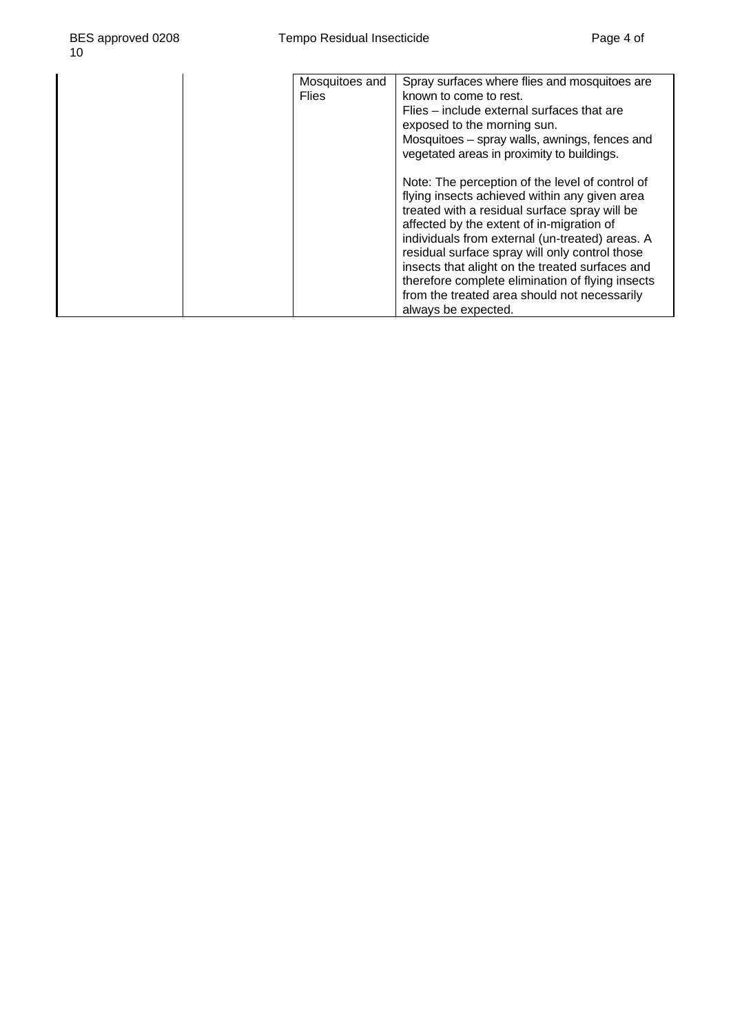| | | | |
|---|---|---|---|
| | | Mosquitoes and Flies | Spray surfaces where flies and mosquitoes are known to come to rest.<br>Flies – include external surfaces that are exposed to the morning sun.<br>Mosquitoes – spray walls, awnings, fences and vegetated areas in proximity to buildings.<br><br>Note: The perception of the level of control of flying insects achieved within any given area treated with a residual surface spray will be affected by the extent of in-migration of individuals from external (un-treated) areas. A residual surface spray will only control those insects that alight on the treated surfaces and therefore complete elimination of flying insects from the treated area should not necessarily always be expected. |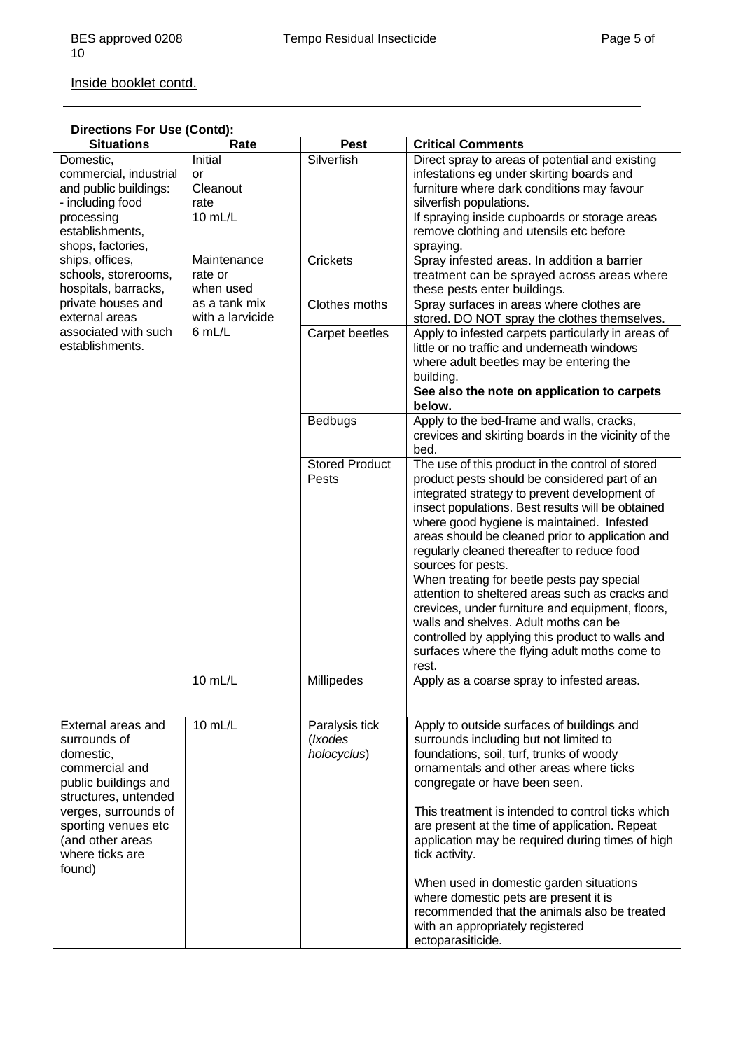Inside booklet contd.

**Directions For Use (Contd):**

| Situations | Rate | Pest | Critical Comments |
|---|---|---|---|
| Domestic, commercial, industrial and public buildings: - including food processing establishments, shops, factories, ships, offices, schools, storerooms, hospitals, barracks, private houses and external areas associated with such establishments. | Initial or Cleanout rate 10 mL/L<br><br>Maintenance rate or when used as a tank mix with a larvicide 6 mL/L | Silverfish | Direct spray to areas of potential and existing infestations eg under skirting boards and furniture where dark conditions may favour silverfish populations.<br>If spraying inside cupboards or storage areas remove clothing and utensils etc before spraying. |
| | | Crickets | Spray infested areas. In addition a barrier treatment can be sprayed across areas where these pests enter buildings. |
| | | Clothes moths | Spray surfaces in areas where clothes are stored. DO NOT spray the clothes themselves. |
| | | Carpet beetles | Apply to infested carpets particularly in areas of little or no traffic and underneath windows where adult beetles may be entering the building.<br>**See also the note on application to carpets below.** |
| | | Bedbugs | Apply to the bed-frame and walls, cracks, crevices and skirting boards in the vicinity of the bed. |
| | | Stored Product Pests | The use of this product in the control of stored product pests should be considered part of an integrated strategy to prevent development of insect populations. Best results will be obtained where good hygiene is maintained. Infested areas should be cleaned prior to application and regularly cleaned thereafter to reduce food sources for pests.<br>When treating for beetle pests pay special attention to sheltered areas such as cracks and crevices, under furniture and equipment, floors, walls and shelves. Adult moths can be controlled by applying this product to walls and surfaces where the flying adult moths come to rest. |
| | 10 mL/L | Millipedes | Apply as a coarse spray to infested areas. |
| External areas and surrounds of domestic, commercial and public buildings and structures, untended verges, surrounds of sporting venues etc (and other areas where ticks are found) | 10 mL/L | Paralysis tick (*Ixodes holocyclus*) | Apply to outside surfaces of buildings and surrounds including but not limited to foundations, soil, turf, trunks of woody ornamentals and other areas where ticks congregate or have been seen.<br><br>This treatment is intended to control ticks which are present at the time of application. Repeat application may be required during times of high tick activity.<br><br>When used in domestic garden situations where domestic pets are present it is recommended that the animals also be treated with an appropriately registered ectoparasiticide. |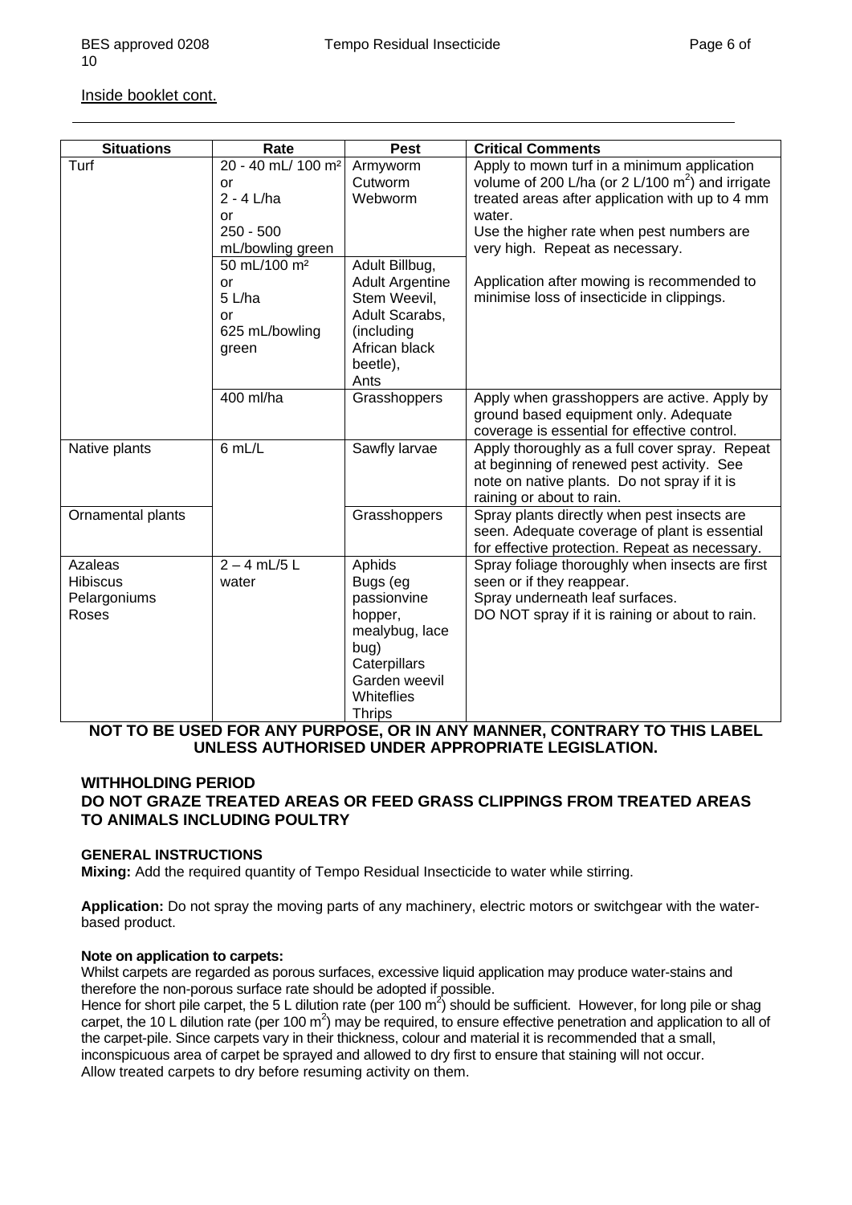Inside booklet cont.

| Situations | Rate | Pest | Critical Comments |
|---|---|---|---|
| Turf | 20 - 40 mL/ 100 m² or 2 - 4 L/ha or 250 - 500 mL/bowling green | Armyworm Cutworm Webworm | Apply to mown turf in a minimum application volume of 200 L/ha (or 2 L/100 m²) and irrigate treated areas after application with up to 4 mm water. Use the higher rate when pest numbers are very high. Repeat as necessary. |
| | 50 mL/100 m² or 5 L/ha or 625 mL/bowling green | Adult Billbug, Adult Argentine Stem Weevil, Adult Scarabs, (including African black beetle), Ants | Application after mowing is recommended to minimise loss of insecticide in clippings. |
| | 400 ml/ha | Grasshoppers | Apply when grasshoppers are active. Apply by ground based equipment only. Adequate coverage is essential for effective control. |
| Native plants | 6 mL/L | Sawfly larvae | Apply thoroughly as a full cover spray. Repeat at beginning of renewed pest activity. See note on native plants. Do not spray if it is raining or about to rain. |
| Ornamental plants | | Grasshoppers | Spray plants directly when pest insects are seen. Adequate coverage of plant is essential for effective protection. Repeat as necessary. |
| Azaleas Hibiscus Pelargoniums Roses | 2 – 4 mL/5 L water | Aphids Bugs (eg passionvine hopper, mealybug, lace bug) Caterpillars Garden weevil Whiteflies Thrips | Spray foliage thoroughly when insects are first seen or if they reappear. Spray underneath leaf surfaces. DO NOT spray if it is raining or about to rain. |

**NOT TO BE USED FOR ANY PURPOSE, OR IN ANY MANNER, CONTRARY TO THIS LABEL UNLESS AUTHORISED UNDER APPROPRIATE LEGISLATION.**

**WITHHOLDING PERIOD**
**DO NOT GRAZE TREATED AREAS OR FEED GRASS CLIPPINGS FROM TREATED AREAS TO ANIMALS INCLUDING POULTRY**

**GENERAL INSTRUCTIONS**

**Mixing:** Add the required quantity of Tempo Residual Insecticide to water while stirring.

**Application:** Do not spray the moving parts of any machinery, electric motors or switchgear with the water-based product.

**Note on application to carpets:**

Whilst carpets are regarded as porous surfaces, excessive liquid application may produce water-stains and therefore the non-porous surface rate should be adopted if possible.
Hence for short pile carpet, the 5 L dilution rate (per 100 m²) should be sufficient. However, for long pile or shag carpet, the 10 L dilution rate (per 100 m²) may be required, to ensure effective penetration and application to all of the carpet-pile. Since carpets vary in their thickness, colour and material it is recommended that a small, inconspicuous area of carpet be sprayed and allowed to dry first to ensure that staining will not occur.
Allow treated carpets to dry before resuming activity on them.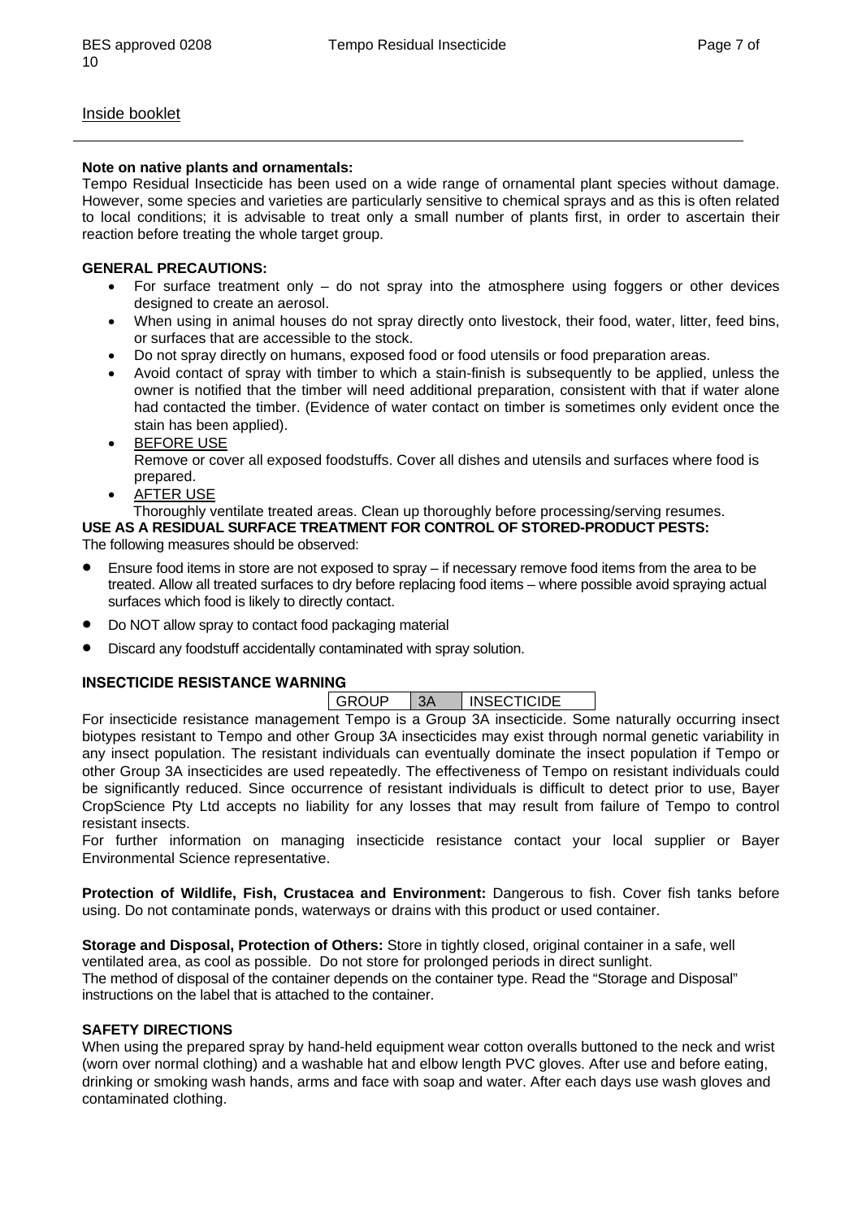Inside booklet

**Note on native plants and ornamentals:**
Tempo Residual Insecticide has been used on a wide range of ornamental plant species without damage. However, some species and varieties are particularly sensitive to chemical sprays and as this is often related to local conditions; it is advisable to treat only a small number of plants first, in order to ascertain their reaction before treating the whole target group.

**GENERAL PRECAUTIONS:**

- For surface treatment only – do not spray into the atmosphere using foggers or other devices designed to create an aerosol.
- When using in animal houses do not spray directly onto livestock, their food, water, litter, feed bins, or surfaces that are accessible to the stock.
- Do not spray directly on humans, exposed food or food utensils or food preparation areas.
- Avoid contact of spray with timber to which a stain-finish is subsequently to be applied, unless the owner is notified that the timber will need additional preparation, consistent with that if water alone had contacted the timber. (Evidence of water contact on timber is sometimes only evident once the stain has been applied).
- BEFORE USE
  Remove or cover all exposed foodstuffs. Cover all dishes and utensils and surfaces where food is prepared.
- AFTER USE
  Thoroughly ventilate treated areas. Clean up thoroughly before processing/serving resumes.

**USE AS A RESIDUAL SURFACE TREATMENT FOR CONTROL OF STORED-PRODUCT PESTS:**
The following measures should be observed:

- Ensure food items in store are not exposed to spray – if necessary remove food items from the area to be treated. Allow all treated surfaces to dry before replacing food items – where possible avoid spraying actual surfaces which food is likely to directly contact.
- Do NOT allow spray to contact food packaging material
- Discard any foodstuff accidentally contaminated with spray solution.

**INSECTICIDE RESISTANCE WARNING**

| GROUP | 3A | INSECTICIDE |
|---|---|---|

For insecticide resistance management Tempo is a Group 3A insecticide. Some naturally occurring insect biotypes resistant to Tempo and other Group 3A insecticides may exist through normal genetic variability in any insect population. The resistant individuals can eventually dominate the insect population if Tempo or other Group 3A insecticides are used repeatedly. The effectiveness of Tempo on resistant individuals could be significantly reduced. Since occurrence of resistant individuals is difficult to detect prior to use, Bayer CropScience Pty Ltd accepts no liability for any losses that may result from failure of Tempo to control resistant insects.
For further information on managing insecticide resistance contact your local supplier or Bayer Environmental Science representative.

**Protection of Wildlife, Fish, Crustacea and Environment:** Dangerous to fish. Cover fish tanks before using. Do not contaminate ponds, waterways or drains with this product or used container.

**Storage and Disposal, Protection of Others:** Store in tightly closed, original container in a safe, well ventilated area, as cool as possible. Do not store for prolonged periods in direct sunlight.
The method of disposal of the container depends on the container type. Read the "Storage and Disposal" instructions on the label that is attached to the container.

**SAFETY DIRECTIONS**
When using the prepared spray by hand-held equipment wear cotton overalls buttoned to the neck and wrist (worn over normal clothing) and a washable hat and elbow length PVC gloves. After use and before eating, drinking or smoking wash hands, arms and face with soap and water. After each days use wash gloves and contaminated clothing.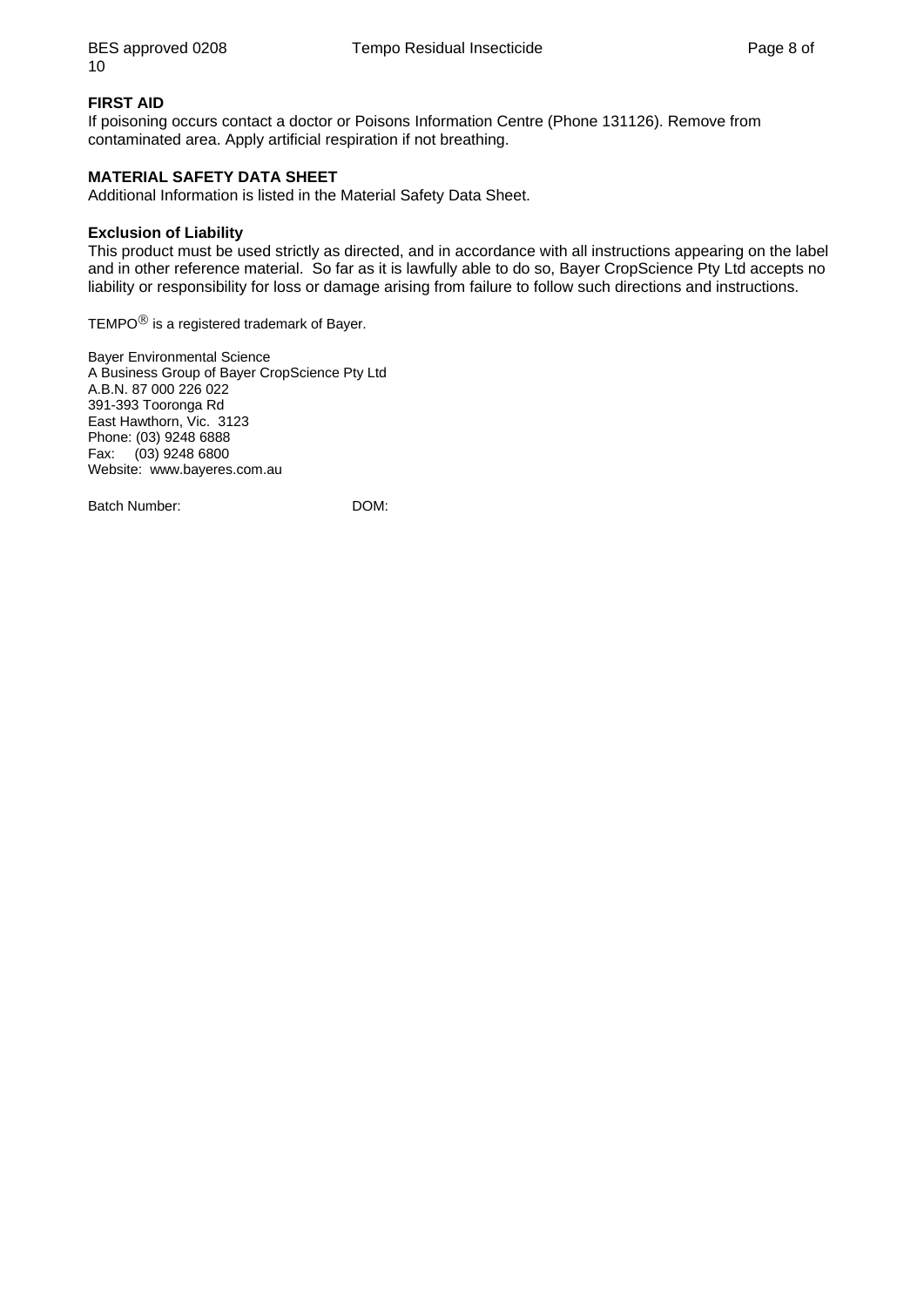**FIRST AID**

If poisoning occurs contact a doctor or Poisons Information Centre (Phone 131126). Remove from contaminated area. Apply artificial respiration if not breathing.

**MATERIAL SAFETY DATA SHEET**

Additional Information is listed in the Material Safety Data Sheet.

**Exclusion of Liability**

This product must be used strictly as directed, and in accordance with all instructions appearing on the label and in other reference material. So far as it is lawfully able to do so, Bayer CropScience Pty Ltd accepts no liability or responsibility for loss or damage arising from failure to follow such directions and instructions.

TEMPO® is a registered trademark of Bayer.

Bayer Environmental Science
A Business Group of Bayer CropScience Pty Ltd
A.B.N. 87 000 226 022
391-393 Tooronga Rd
East Hawthorn, Vic. 3123
Phone: (03) 9248 6888
Fax: (03) 9248 6800
Website: www.bayeres.com.au

Batch Number: DOM: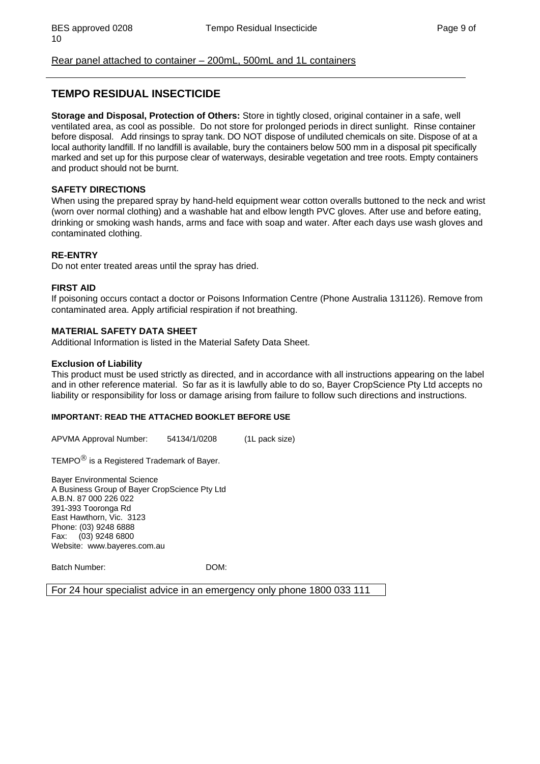Rear panel attached to container – 200mL, 500mL and 1L containers

---

## TEMPO RESIDUAL INSECTICIDE

**Storage and Disposal, Protection of Others:** Store in tightly closed, original container in a safe, well ventilated area, as cool as possible. Do not store for prolonged periods in direct sunlight. Rinse container before disposal. Add rinsings to spray tank. DO NOT dispose of undiluted chemicals on site. Dispose of at a local authority landfill. If no landfill is available, bury the containers below 500 mm in a disposal pit specifically marked and set up for this purpose clear of waterways, desirable vegetation and tree roots. Empty containers and product should not be burnt.

**SAFETY DIRECTIONS**
When using the prepared spray by hand-held equipment wear cotton overalls buttoned to the neck and wrist (worn over normal clothing) and a washable hat and elbow length PVC gloves. After use and before eating, drinking or smoking wash hands, arms and face with soap and water. After each days use wash gloves and contaminated clothing.

**RE-ENTRY**
Do not enter treated areas until the spray has dried.

**FIRST AID**
If poisoning occurs contact a doctor or Poisons Information Centre (Phone Australia 131126). Remove from contaminated area. Apply artificial respiration if not breathing.

**MATERIAL SAFETY DATA SHEET**
Additional Information is listed in the Material Safety Data Sheet.

**Exclusion of Liability**
This product must be used strictly as directed, and in accordance with all instructions appearing on the label and in other reference material. So far as it is lawfully able to do so, Bayer CropScience Pty Ltd accepts no liability or responsibility for loss or damage arising from failure to follow such directions and instructions.

**IMPORTANT: READ THE ATTACHED BOOKLET BEFORE USE**

APVMA Approval Number: 54134/1/0208 (1L pack size)

TEMPO® is a Registered Trademark of Bayer.

Bayer Environmental Science
A Business Group of Bayer CropScience Pty Ltd
A.B.N. 87 000 226 022
391-393 Tooronga Rd
East Hawthorn, Vic. 3123
Phone: (03) 9248 6888
Fax: (03) 9248 6800
Website: www.bayeres.com.au

Batch Number: DOM:

For 24 hour specialist advice in an emergency only phone 1800 033 111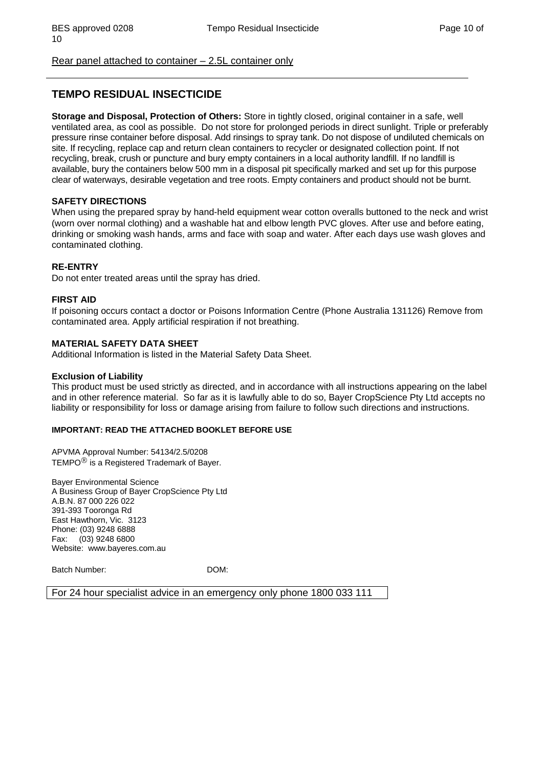Rear panel attached to container – 2.5L container only

## TEMPO RESIDUAL INSECTICIDE

**Storage and Disposal, Protection of Others:** Store in tightly closed, original container in a safe, well ventilated area, as cool as possible. Do not store for prolonged periods in direct sunlight. Triple or preferably pressure rinse container before disposal. Add rinsings to spray tank. Do not dispose of undiluted chemicals on site. If recycling, replace cap and return clean containers to recycler or designated collection point. If not recycling, break, crush or puncture and bury empty containers in a local authority landfill. If no landfill is available, bury the containers below 500 mm in a disposal pit specifically marked and set up for this purpose clear of waterways, desirable vegetation and tree roots. Empty containers and product should not be burnt.

### SAFETY DIRECTIONS

When using the prepared spray by hand-held equipment wear cotton overalls buttoned to the neck and wrist (worn over normal clothing) and a washable hat and elbow length PVC gloves. After use and before eating, drinking or smoking wash hands, arms and face with soap and water. After each days use wash gloves and contaminated clothing.

### RE-ENTRY

Do not enter treated areas until the spray has dried.

### FIRST AID

If poisoning occurs contact a doctor or Poisons Information Centre (Phone Australia 131126) Remove from contaminated area. Apply artificial respiration if not breathing.

### MATERIAL SAFETY DATA SHEET

Additional Information is listed in the Material Safety Data Sheet.

### Exclusion of Liability

This product must be used strictly as directed, and in accordance with all instructions appearing on the label and in other reference material. So far as it is lawfully able to do so, Bayer CropScience Pty Ltd accepts no liability or responsibility for loss or damage arising from failure to follow such directions and instructions.

**IMPORTANT: READ THE ATTACHED BOOKLET BEFORE USE**

APVMA Approval Number: 54134/2.5/0208
TEMPO® is a Registered Trademark of Bayer.

Bayer Environmental Science
A Business Group of Bayer CropScience Pty Ltd
A.B.N. 87 000 226 022
391-393 Tooronga Rd
East Hawthorn, Vic. 3123
Phone: (03) 9248 6888
Fax: (03) 9248 6800
Website: www.bayeres.com.au

Batch Number: DOM:

For 24 hour specialist advice in an emergency only phone 1800 033 111